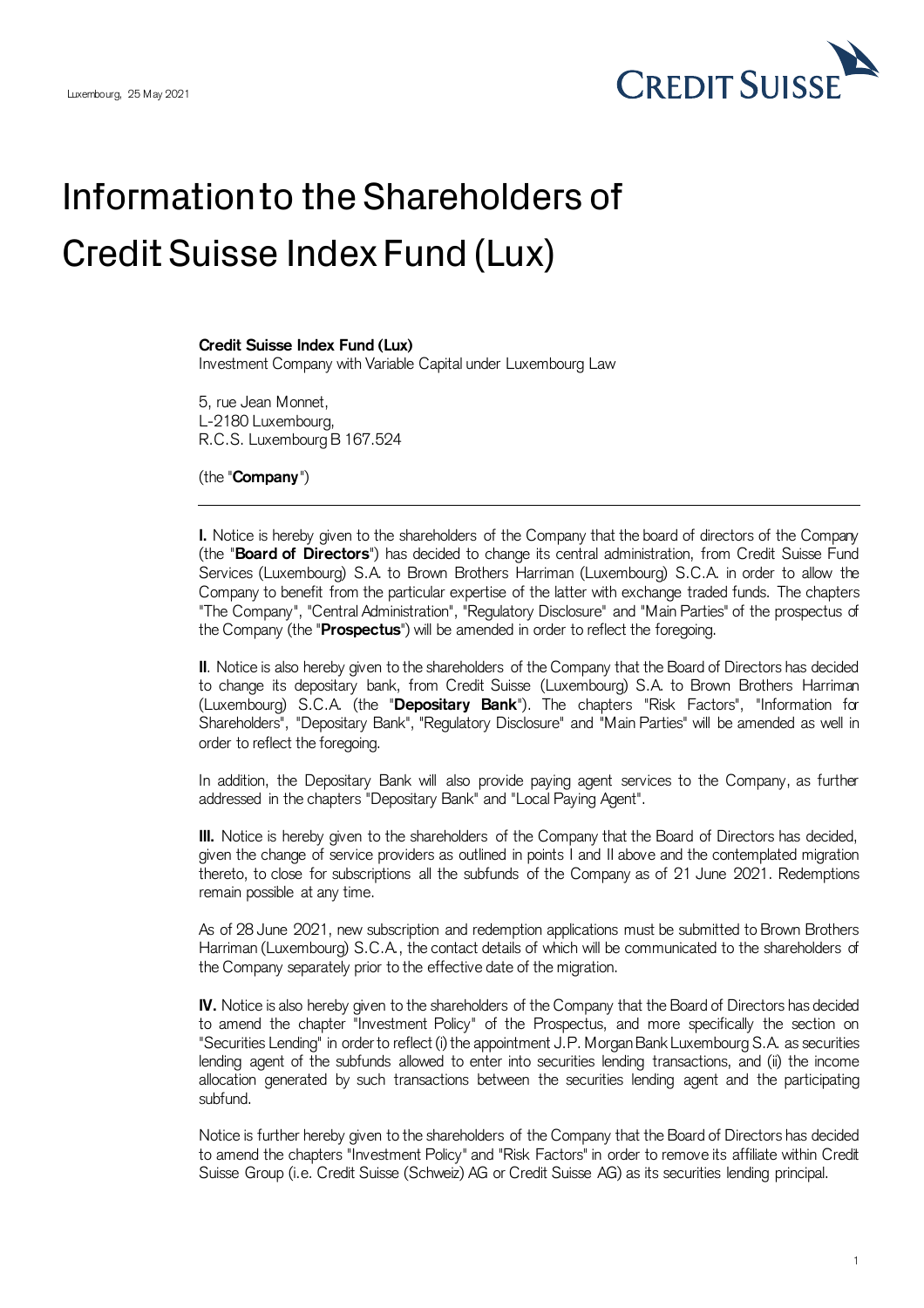Luxembourg, 25 May 2021

# Information to the Shareholders of Credit Suisse Index Fund (Lux)

**Credit Suisse Index Fund (Lux)**
Investment Company with Variable Capital under Luxembourg Law

5, rue Jean Monnet,
L-2180 Luxembourg,
R.C.S. Luxembourg B 167.524

(the "**Company**")

---

**I.** Notice is hereby given to the shareholders of the Company that the board of directors of the Company (the "**Board of Directors**") has decided to change its central administration, from Credit Suisse Fund Services (Luxembourg) S.A. to Brown Brothers Harriman (Luxembourg) S.C.A. in order to allow the Company to benefit from the particular expertise of the latter with exchange traded funds. The chapters "The Company", "Central Administration", "Regulatory Disclosure" and "Main Parties" of the prospectus of the Company (the "**Prospectus**") will be amended in order to reflect the foregoing.

**II**. Notice is also hereby given to the shareholders of the Company that the Board of Directors has decided to change its depositary bank, from Credit Suisse (Luxembourg) S.A. to Brown Brothers Harriman (Luxembourg) S.C.A. (the "**Depositary Bank**"). The chapters "Risk Factors", "Information for Shareholders", "Depositary Bank", "Regulatory Disclosure" and "Main Parties" will be amended as well in order to reflect the foregoing.

In addition, the Depositary Bank will also provide paying agent services to the Company, as further addressed in the chapters "Depositary Bank" and "Local Paying Agent".

**III.** Notice is hereby given to the shareholders of the Company that the Board of Directors has decided, given the change of service providers as outlined in points I and II above and the contemplated migration thereto, to close for subscriptions all the subfunds of the Company as of 21 June 2021. Redemptions remain possible at any time.

As of 28 June 2021, new subscription and redemption applications must be submitted to Brown Brothers Harriman (Luxembourg) S.C.A., the contact details of which will be communicated to the shareholders of the Company separately prior to the effective date of the migration.

**IV.** Notice is also hereby given to the shareholders of the Company that the Board of Directors has decided to amend the chapter "Investment Policy" of the Prospectus, and more specifically the section on "Securities Lending" in order to reflect (i) the appointment J.P. Morgan Bank Luxembourg S.A. as securities lending agent of the subfunds allowed to enter into securities lending transactions, and (ii) the income allocation generated by such transactions between the securities lending agent and the participating subfund.

Notice is further hereby given to the shareholders of the Company that the Board of Directors has decided to amend the chapters "Investment Policy" and "Risk Factors" in order to remove its affiliate within Credit Suisse Group (i.e. Credit Suisse (Schweiz) AG or Credit Suisse AG) as its securities lending principal.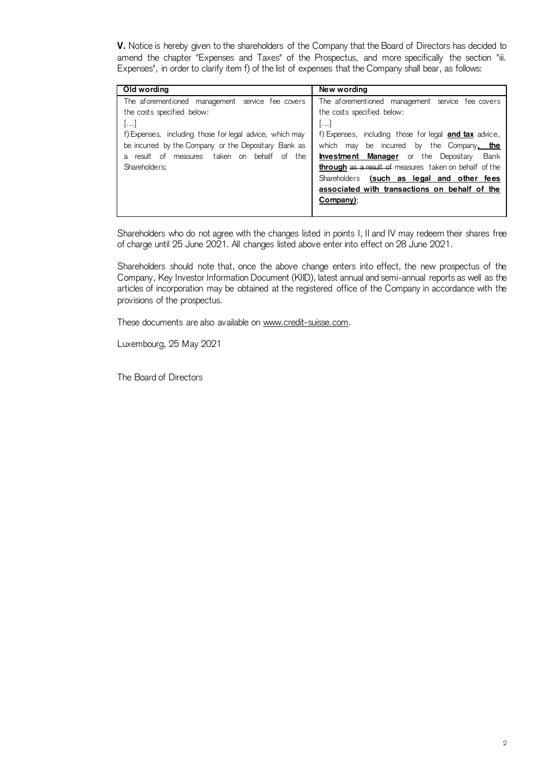**V.** Notice is hereby given to the shareholders of the Company that the Board of Directors has decided to amend the chapter "Expenses and Taxes" of the Prospectus, and more specifically the section "iii. Expenses", in order to clarify item f) of the list of expenses that the Company shall bear, as follows:

| Old wording | New wording |
|---|---|
| The aforementioned management service fee covers the costs specified below:<br>[…]<br>f) Expenses, including those for legal advice, which may be incurred by the Company or the Depositary Bank as a result of measures taken on behalf of the Shareholders; | The aforementioned management service fee covers the costs specified below:<br>[…]<br>f) Expenses, including those for legal **and tax** advice, which may be incurred by the Company**, the Investment Manager** or the Depositary Bank **through** ~~as a result of~~ measures taken on behalf of the Shareholders **(such as legal and other fees associated with transactions on behalf of the Company)**; |

Shareholders who do not agree with the changes listed in points I, II and IV may redeem their shares free of charge until 25 June 2021. All changes listed above enter into effect on 28 June 2021.

Shareholders should note that, once the above change enters into effect, the new prospectus of the Company, Key Investor Information Document (KIID), latest annual and semi-annual reports as well as the articles of incorporation may be obtained at the registered office of the Company in accordance with the provisions of the prospectus.

These documents are also available on www.credit-suisse.com.

Luxembourg, 25 May 2021

The Board of Directors